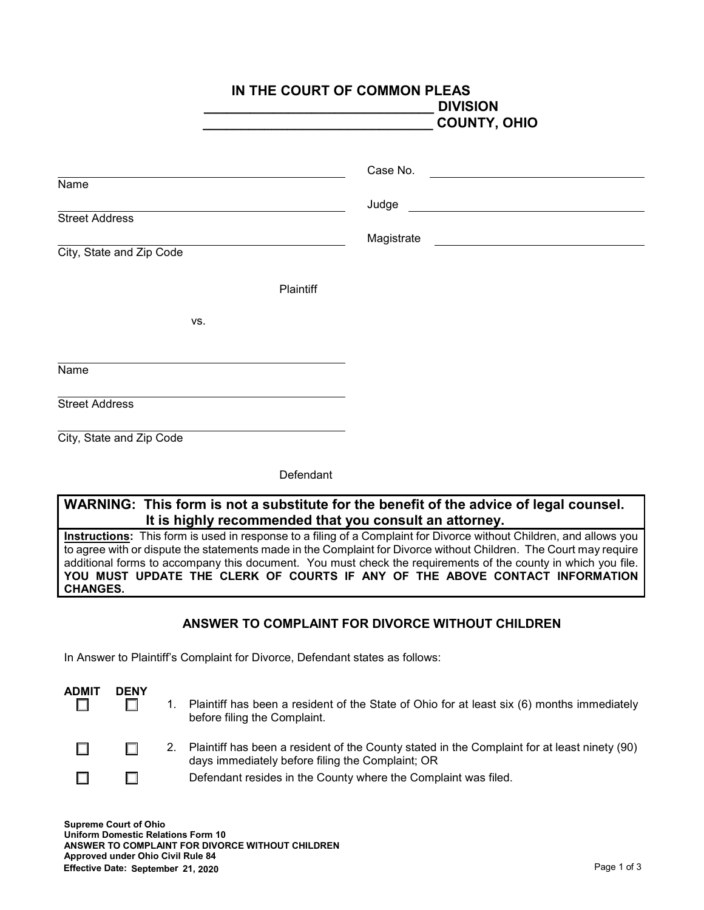# IN THE COURT OF COMMON PLEAS
## ______________________________ DIVISION
## ______________________________ COUNTY, OHIO

______________________________
Name

______________________________
Street Address

______________________________
City, State and Zip Code

Plaintiff

vs.

______________________________
Name

______________________________
Street Address

______________________________
City, State and Zip Code

Defendant

Case No. ______________________________

Judge ______________________________

Magistrate ______________________________

**WARNING: This form is not a substitute for the benefit of the advice of legal counsel. It is highly recommended that you consult an attorney.**

**Instructions**: This form is used in response to a filing of a Complaint for Divorce without Children, and allows you to agree with or dispute the statements made in the Complaint for Divorce without Children. The Court may require additional forms to accompany this document. You must check the requirements of the county in which you file. **YOU MUST UPDATE THE CLERK OF COURTS IF ANY OF THE ABOVE CONTACT INFORMATION CHANGES.**

### ANSWER TO COMPLAINT FOR DIVORCE WITHOUT CHILDREN

In Answer to Plaintiff's Complaint for Divorce, Defendant states as follows:

| ADMIT | DENY | |
|---|---|---|
| ☐ | ☐ | 1. Plaintiff has been a resident of the State of Ohio for at least six (6) months immediately before filing the Complaint. |
| ☐ | ☐ | 2. Plaintiff has been a resident of the County stated in the Complaint for at least ninety (90) days immediately before filing the Complaint; OR |
| ☐ | ☐ | Defendant resides in the County where the Complaint was filed. |

**Supreme Court of Ohio**
**Uniform Domestic Relations Form 10**
**ANSWER TO COMPLAINT FOR DIVORCE WITHOUT CHILDREN**
**Approved under Ohio Civil Rule 84**
**Effective Date: September 21, 2020**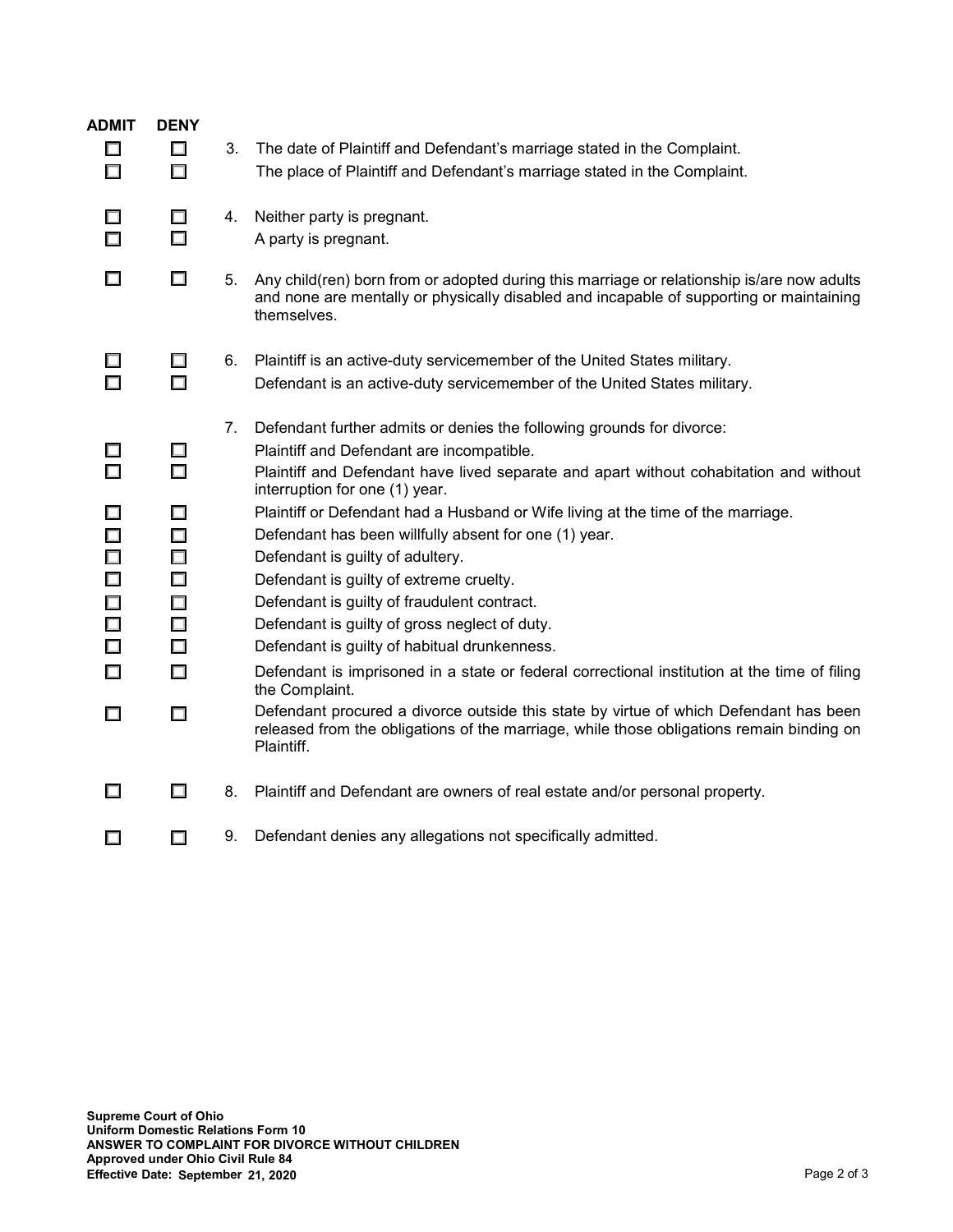| ADMIT | DENY | | |
|---|---|---|---|
| ☐ | ☐ | 3. | The date of Plaintiff and Defendant's marriage stated in the Complaint. |
| ☐ | ☐ | | The place of Plaintiff and Defendant's marriage stated in the Complaint. |
| ☐ | ☐ | 4. | Neither party is pregnant. |
| ☐ | ☐ | | A party is pregnant. |
| ☐ | ☐ | 5. | Any child(ren) born from or adopted during this marriage or relationship is/are now adults and none are mentally or physically disabled and incapable of supporting or maintaining themselves. |
| ☐ | ☐ | 6. | Plaintiff is an active-duty servicemember of the United States military. |
| ☐ | ☐ | | Defendant is an active-duty servicemember of the United States military. |
| | | 7. | Defendant further admits or denies the following grounds for divorce: |
| ☐ | ☐ | | Plaintiff and Defendant are incompatible. |
| ☐ | ☐ | | Plaintiff and Defendant have lived separate and apart without cohabitation and without interruption for one (1) year. |
| ☐ | ☐ | | Plaintiff or Defendant had a Husband or Wife living at the time of the marriage. |
| ☐ | ☐ | | Defendant has been willfully absent for one (1) year. |
| ☐ | ☐ | | Defendant is guilty of adultery. |
| ☐ | ☐ | | Defendant is guilty of extreme cruelty. |
| ☐ | ☐ | | Defendant is guilty of fraudulent contract. |
| ☐ | ☐ | | Defendant is guilty of gross neglect of duty. |
| ☐ | ☐ | | Defendant is guilty of habitual drunkenness. |
| ☐ | ☐ | | Defendant is imprisoned in a state or federal correctional institution at the time of filing the Complaint. |
| ☐ | ☐ | | Defendant procured a divorce outside this state by virtue of which Defendant has been released from the obligations of the marriage, while those obligations remain binding on Plaintiff. |
| ☐ | ☐ | 8. | Plaintiff and Defendant are owners of real estate and/or personal property. |
| ☐ | ☐ | 9. | Defendant denies any allegations not specifically admitted. |

**Supreme Court of Ohio**
**Uniform Domestic Relations Form 10**
**ANSWER TO COMPLAINT FOR DIVORCE WITHOUT CHILDREN**
**Approved under Ohio Civil Rule 84**
**Effective Date: September 21, 2020**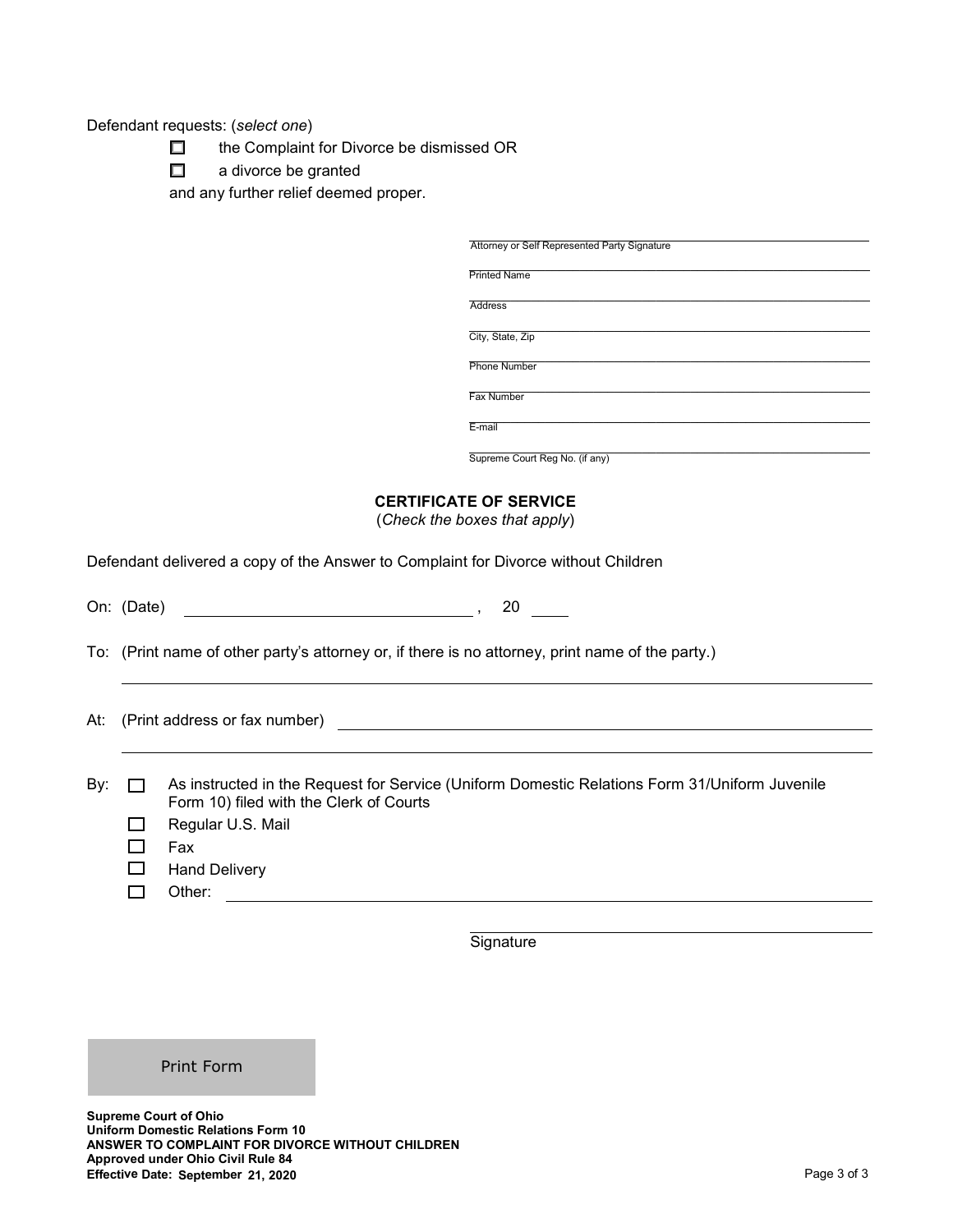Defendant requests: (*select one*)

- ☐ the Complaint for Divorce be dismissed OR
- ☐ a divorce be granted

and any further relief deemed proper.

Attorney or Self Represented Party Signature

Printed Name

Address

City, State, Zip

Phone Number

Fax Number

E-mail

Supreme Court Reg No. (if any)

## CERTIFICATE OF SERVICE

(*Check the boxes that apply*)

Defendant delivered a copy of the Answer to Complaint for Divorce without Children

On: (Date) ______________________________, 20 ____

To: (Print name of other party's attorney or, if there is no attorney, print name of the party.)

______________________________________________________________________

At: (Print address or fax number) ______________________________________________

______________________________________________________________________

By:
- ☐ As instructed in the Request for Service (Uniform Domestic Relations Form 31/Uniform Juvenile Form 10) filed with the Clerk of Courts
- ☐ Regular U.S. Mail
- ☐ Fax
- ☐ Hand Delivery
- ☐ Other: ______________________________________________

Signature

Print Form

**Supreme Court of Ohio**
**Uniform Domestic Relations Form 10**
**ANSWER TO COMPLAINT FOR DIVORCE WITHOUT CHILDREN**
**Approved under Ohio Civil Rule 84**
**Effective Date: September 21, 2020**